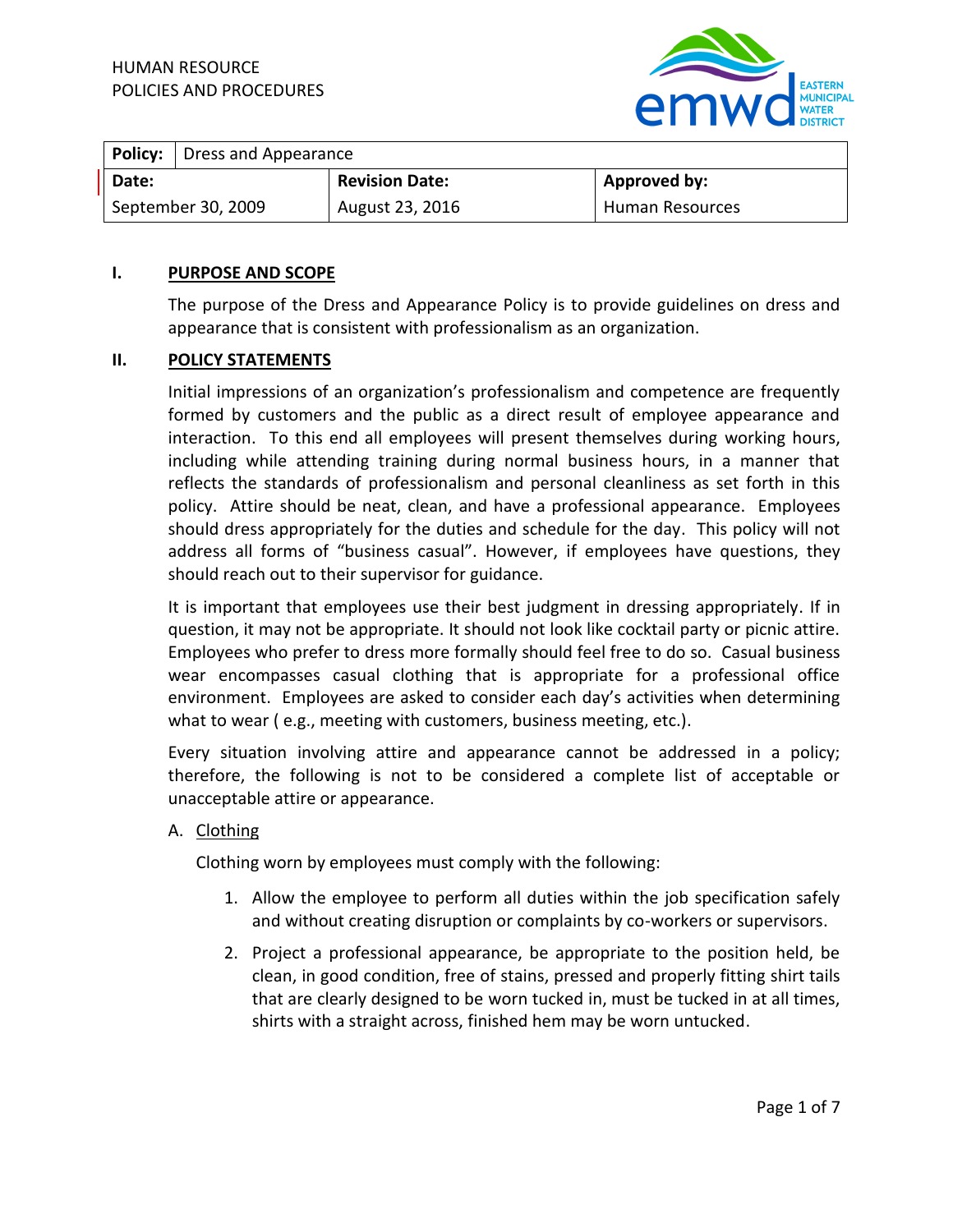HUMAN RESOURCE
POLICIES AND PROCEDURES

| **Policy:** Dress and Appearance | | |
|---|---|---|
| **Date:** | **Revision Date:** | **Approved by:** |
| September 30, 2009 | August 23, 2016 | Human Resources |

## I. PURPOSE AND SCOPE

The purpose of the Dress and Appearance Policy is to provide guidelines on dress and appearance that is consistent with professionalism as an organization.

## II. POLICY STATEMENTS

Initial impressions of an organization's professionalism and competence are frequently formed by customers and the public as a direct result of employee appearance and interaction. To this end all employees will present themselves during working hours, including while attending training during normal business hours, in a manner that reflects the standards of professionalism and personal cleanliness as set forth in this policy. Attire should be neat, clean, and have a professional appearance. Employees should dress appropriately for the duties and schedule for the day. This policy will not address all forms of "business casual". However, if employees have questions, they should reach out to their supervisor for guidance.

It is important that employees use their best judgment in dressing appropriately. If in question, it may not be appropriate. It should not look like cocktail party or picnic attire. Employees who prefer to dress more formally should feel free to do so. Casual business wear encompasses casual clothing that is appropriate for a professional office environment. Employees are asked to consider each day's activities when determining what to wear ( e.g., meeting with customers, business meeting, etc.).

Every situation involving attire and appearance cannot be addressed in a policy; therefore, the following is not to be considered a complete list of acceptable or unacceptable attire or appearance.

A. Clothing

Clothing worn by employees must comply with the following:

1. Allow the employee to perform all duties within the job specification safely and without creating disruption or complaints by co-workers or supervisors.
2. Project a professional appearance, be appropriate to the position held, be clean, in good condition, free of stains, pressed and properly fitting shirt tails that are clearly designed to be worn tucked in, must be tucked in at all times, shirts with a straight across, finished hem may be worn untucked.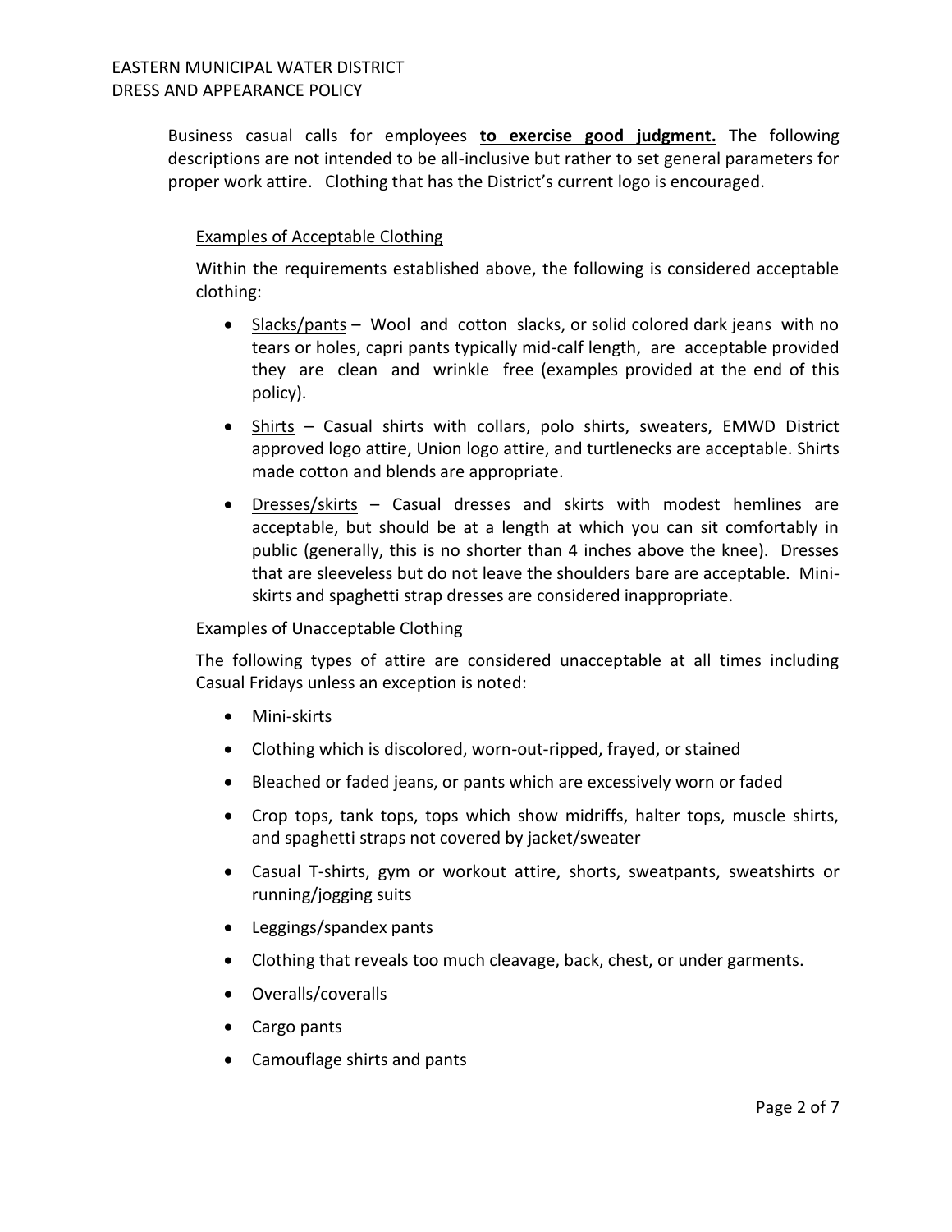Business casual calls for employees **to exercise good judgment.** The following descriptions are not intended to be all-inclusive but rather to set general parameters for proper work attire. Clothing that has the District's current logo is encouraged.

Examples of Acceptable Clothing

Within the requirements established above, the following is considered acceptable clothing:

- Slacks/pants – Wool and cotton slacks, or solid colored dark jeans with no tears or holes, capri pants typically mid-calf length, are acceptable provided they are clean and wrinkle free (examples provided at the end of this policy).
- Shirts – Casual shirts with collars, polo shirts, sweaters, EMWD District approved logo attire, Union logo attire, and turtlenecks are acceptable. Shirts made cotton and blends are appropriate.
- Dresses/skirts – Casual dresses and skirts with modest hemlines are acceptable, but should be at a length at which you can sit comfortably in public (generally, this is no shorter than 4 inches above the knee). Dresses that are sleeveless but do not leave the shoulders bare are acceptable. Mini-skirts and spaghetti strap dresses are considered inappropriate.

Examples of Unacceptable Clothing

The following types of attire are considered unacceptable at all times including Casual Fridays unless an exception is noted:

- Mini-skirts
- Clothing which is discolored, worn-out-ripped, frayed, or stained
- Bleached or faded jeans, or pants which are excessively worn or faded
- Crop tops, tank tops, tops which show midriffs, halter tops, muscle shirts, and spaghetti straps not covered by jacket/sweater
- Casual T-shirts, gym or workout attire, shorts, sweatpants, sweatshirts or running/jogging suits
- Leggings/spandex pants
- Clothing that reveals too much cleavage, back, chest, or under garments.
- Overalls/coveralls
- Cargo pants
- Camouflage shirts and pants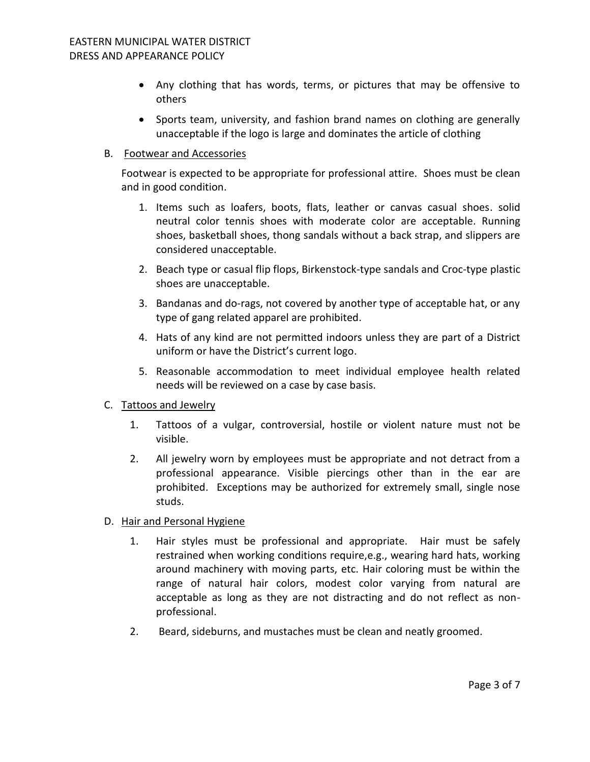- Any clothing that has words, terms, or pictures that may be offensive to others
- Sports team, university, and fashion brand names on clothing are generally unacceptable if the logo is large and dominates the article of clothing

B. Footwear and Accessories

Footwear is expected to be appropriate for professional attire. Shoes must be clean and in good condition.

1. Items such as loafers, boots, flats, leather or canvas casual shoes. solid neutral color tennis shoes with moderate color are acceptable. Running shoes, basketball shoes, thong sandals without a back strap, and slippers are considered unacceptable.
2. Beach type or casual flip flops, Birkenstock-type sandals and Croc-type plastic shoes are unacceptable.
3. Bandanas and do-rags, not covered by another type of acceptable hat, or any type of gang related apparel are prohibited.
4. Hats of any kind are not permitted indoors unless they are part of a District uniform or have the District's current logo.
5. Reasonable accommodation to meet individual employee health related needs will be reviewed on a case by case basis.

C. Tattoos and Jewelry

1. Tattoos of a vulgar, controversial, hostile or violent nature must not be visible.
2. All jewelry worn by employees must be appropriate and not detract from a professional appearance. Visible piercings other than in the ear are prohibited. Exceptions may be authorized for extremely small, single nose studs.

D. Hair and Personal Hygiene

1. Hair styles must be professional and appropriate. Hair must be safely restrained when working conditions require,e.g., wearing hard hats, working around machinery with moving parts, etc. Hair coloring must be within the range of natural hair colors, modest color varying from natural are acceptable as long as they are not distracting and do not reflect as non-professional.
2. Beard, sideburns, and mustaches must be clean and neatly groomed.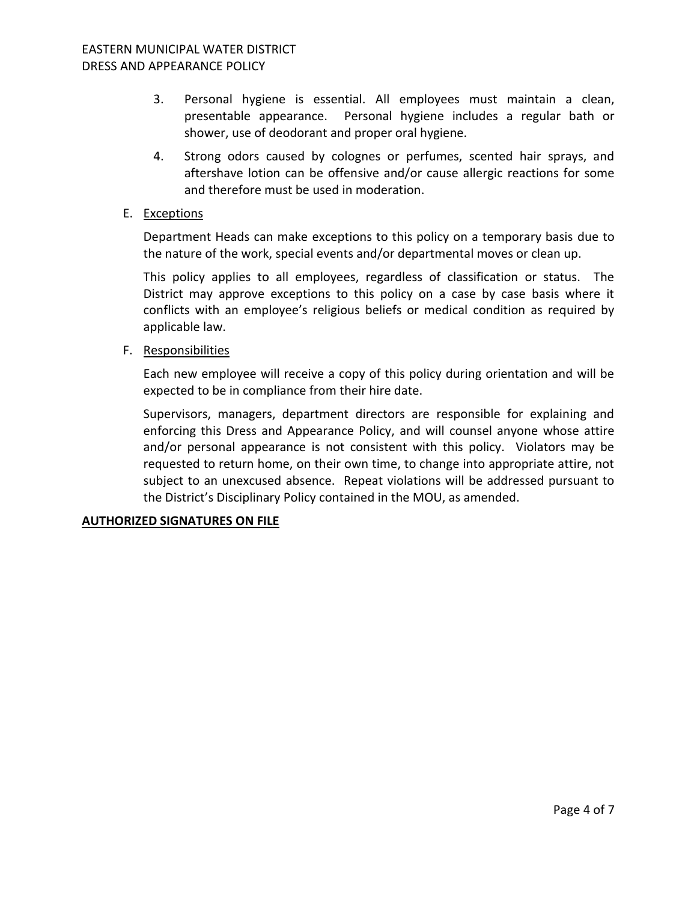3. Personal hygiene is essential. All employees must maintain a clean, presentable appearance. Personal hygiene includes a regular bath or shower, use of deodorant and proper oral hygiene.

4. Strong odors caused by colognes or perfumes, scented hair sprays, and aftershave lotion can be offensive and/or cause allergic reactions for some and therefore must be used in moderation.

E. <u>Exceptions</u>

Department Heads can make exceptions to this policy on a temporary basis due to the nature of the work, special events and/or departmental moves or clean up.

This policy applies to all employees, regardless of classification or status. The District may approve exceptions to this policy on a case by case basis where it conflicts with an employee's religious beliefs or medical condition as required by applicable law.

F. <u>Responsibilities</u>

Each new employee will receive a copy of this policy during orientation and will be expected to be in compliance from their hire date.

Supervisors, managers, department directors are responsible for explaining and enforcing this Dress and Appearance Policy, and will counsel anyone whose attire and/or personal appearance is not consistent with this policy. Violators may be requested to return home, on their own time, to change into appropriate attire, not subject to an unexcused absence. Repeat violations will be addressed pursuant to the District's Disciplinary Policy contained in the MOU, as amended.

**<u>AUTHORIZED SIGNATURES ON FILE</u>**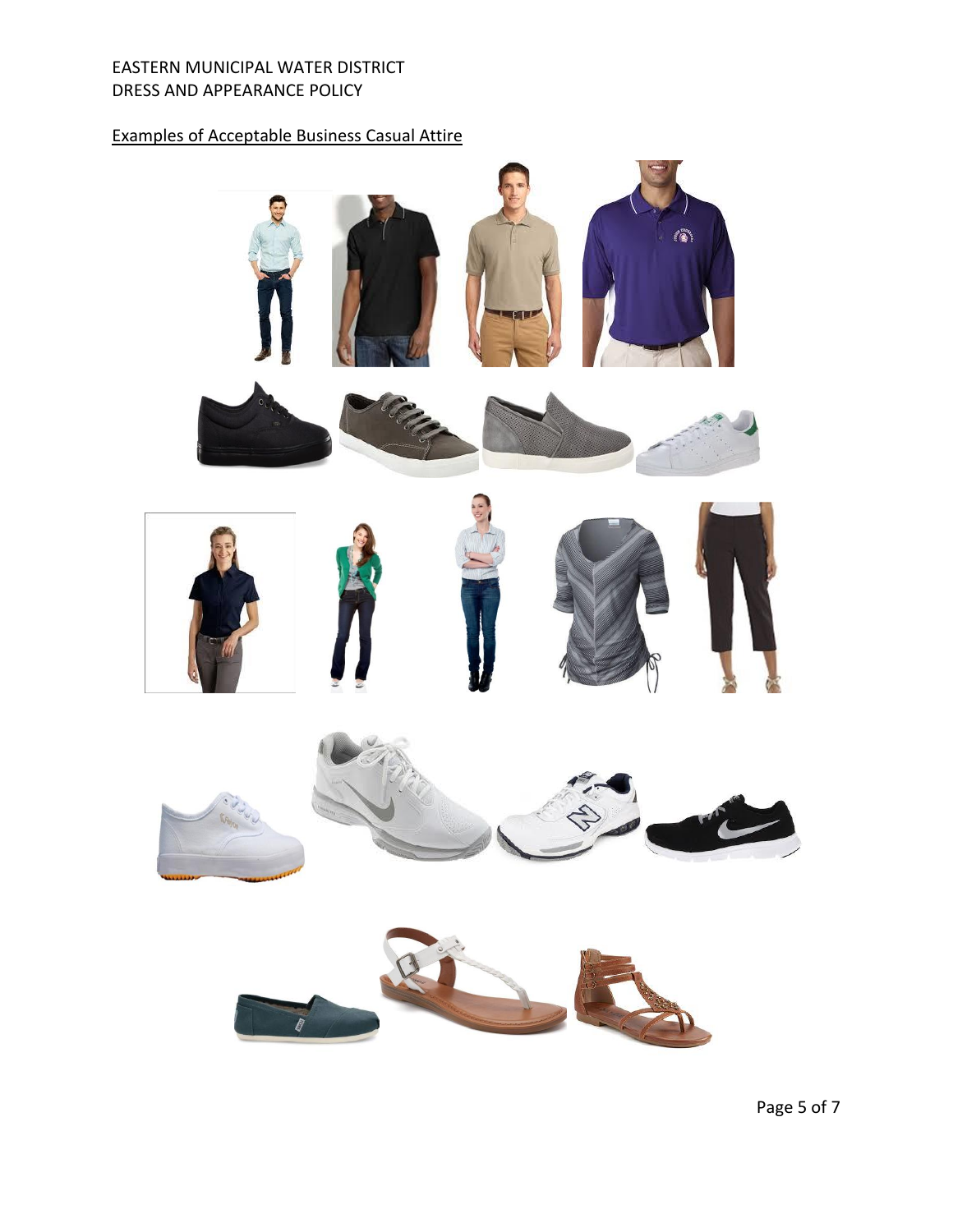EASTERN MUNICIPAL WATER DISTRICT
DRESS AND APPEARANCE POLICY

Examples of Acceptable Business Casual Attire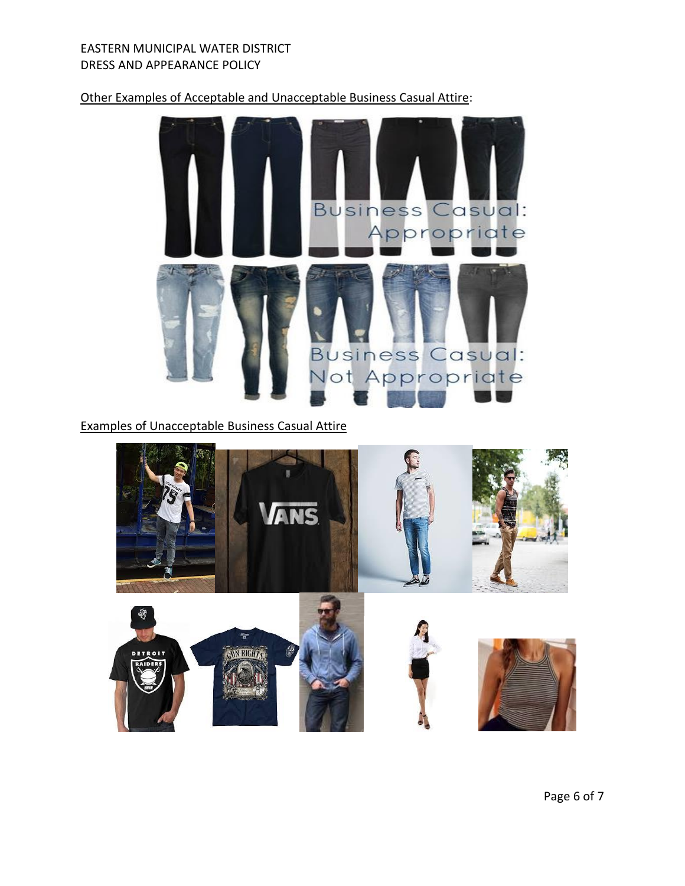Other Examples of Acceptable and Unacceptable Business Casual Attire:

Examples of Unacceptable Business Casual Attire